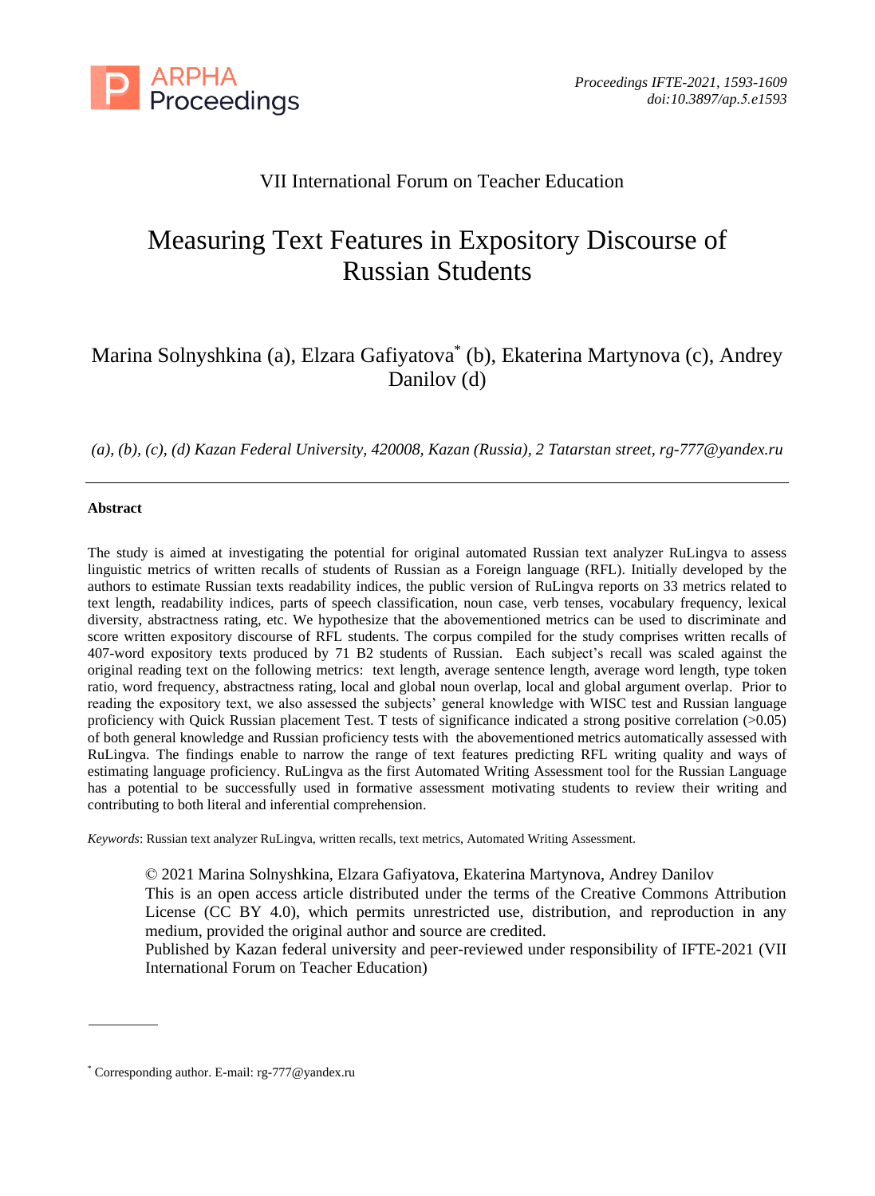VII International Forum on Teacher Education

# Measuring Text Features in Expository Discourse of Russian Students

Marina Solnyshkina (a), Elzara Gafiyatova* (b), Ekaterina Martynova (c), Andrey Danilov (d)

*(a), (b), (c), (d) Kazan Federal University, 420008, Kazan (Russia), 2 Tatarstan street, rg-777@yandex.ru*

---

**Abstract**

The study is aimed at investigating the potential for original automated Russian text analyzer RuLingva to assess linguistic metrics of written recalls of students of Russian as a Foreign language (RFL). Initially developed by the authors to estimate Russian texts readability indices, the public version of RuLingva reports on 33 metrics related to text length, readability indices, parts of speech classification, noun case, verb tenses, vocabulary frequency, lexical diversity, abstractness rating, etc. We hypothesize that the abovementioned metrics can be used to discriminate and score written expository discourse of RFL students. The corpus compiled for the study comprises written recalls of 407-word expository texts produced by 71 B2 students of Russian. Each subject's recall was scaled against the original reading text on the following metrics: text length, average sentence length, average word length, type token ratio, word frequency, abstractness rating, local and global noun overlap, local and global argument overlap. Prior to reading the expository text, we also assessed the subjects' general knowledge with WISC test and Russian language proficiency with Quick Russian placement Test. T tests of significance indicated a strong positive correlation (>0.05) of both general knowledge and Russian proficiency tests with the abovementioned metrics automatically assessed with RuLingva. The findings enable to narrow the range of text features predicting RFL writing quality and ways of estimating language proficiency. RuLingva as the first Automated Writing Assessment tool for the Russian Language has a potential to be successfully used in formative assessment motivating students to review their writing and contributing to both literal and inferential comprehension.

*Keywords*: Russian text analyzer RuLingva, written recalls, text metrics, Automated Writing Assessment.

© 2021 Marina Solnyshkina, Elzara Gafiyatova, Ekaterina Martynova, Andrey Danilov
This is an open access article distributed under the terms of the Creative Commons Attribution License (CC BY 4.0), which permits unrestricted use, distribution, and reproduction in any medium, provided the original author and source are credited.
Published by Kazan federal university and peer-reviewed under responsibility of IFTE-2021 (VII International Forum on Teacher Education)

---

* Corresponding author. E-mail: rg-777@yandex.ru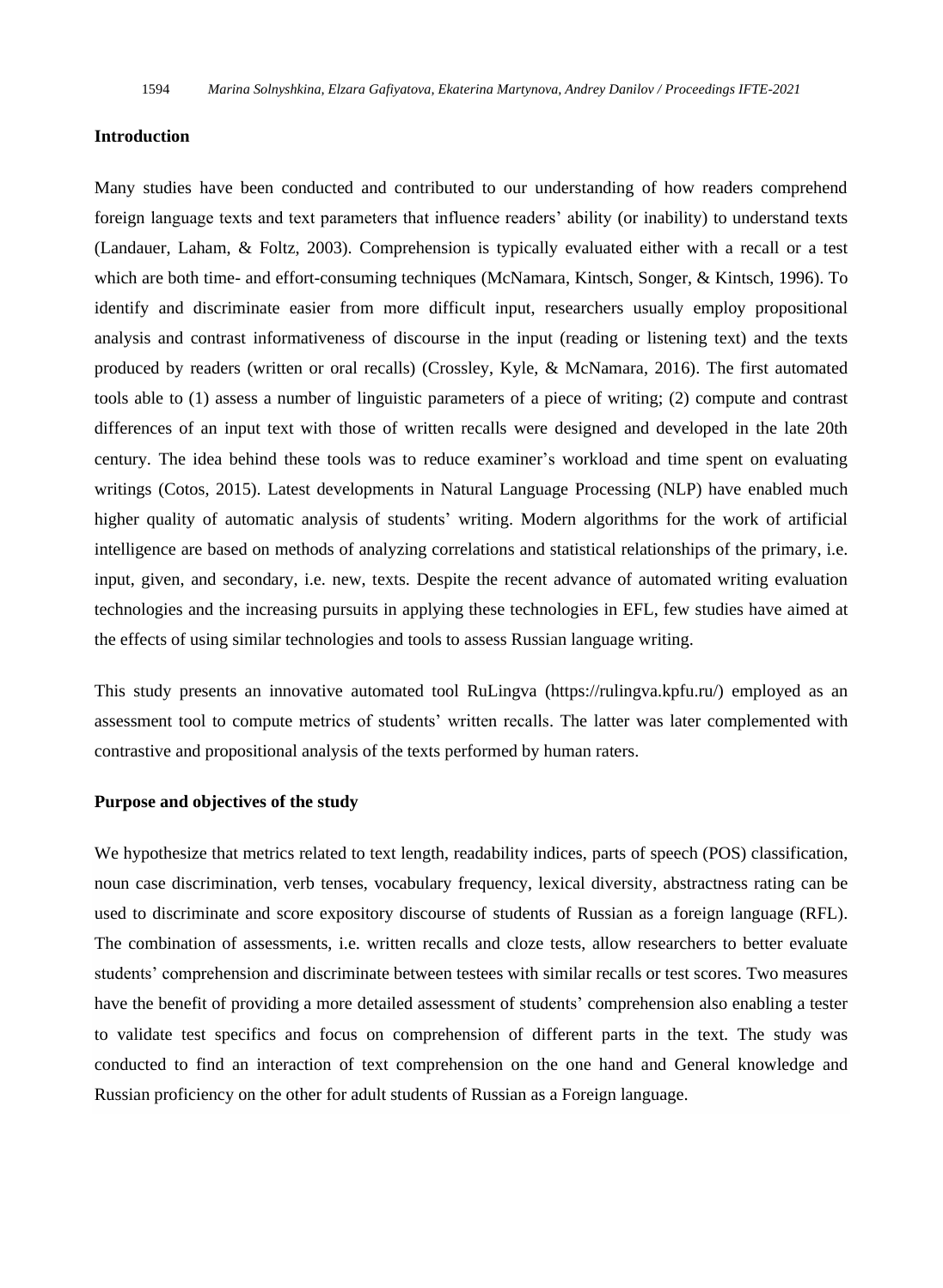## Introduction

Many studies have been conducted and contributed to our understanding of how readers comprehend foreign language texts and text parameters that influence readers' ability (or inability) to understand texts (Landauer, Laham, & Foltz, 2003). Comprehension is typically evaluated either with a recall or a test which are both time- and effort-consuming techniques (McNamara, Kintsch, Songer, & Kintsch, 1996). To identify and discriminate easier from more difficult input, researchers usually employ propositional analysis and contrast informativeness of discourse in the input (reading or listening text) and the texts produced by readers (written or oral recalls) (Crossley, Kyle, & McNamara, 2016). The first automated tools able to (1) assess a number of linguistic parameters of a piece of writing; (2) compute and contrast differences of an input text with those of written recalls were designed and developed in the late 20th century. The idea behind these tools was to reduce examiner's workload and time spent on evaluating writings (Cotos, 2015). Latest developments in Natural Language Processing (NLP) have enabled much higher quality of automatic analysis of students' writing. Modern algorithms for the work of artificial intelligence are based on methods of analyzing correlations and statistical relationships of the primary, i.e. input, given, and secondary, i.e. new, texts. Despite the recent advance of automated writing evaluation technologies and the increasing pursuits in applying these technologies in EFL, few studies have aimed at the effects of using similar technologies and tools to assess Russian language writing.

This study presents an innovative automated tool RuLingva (https://rulingva.kpfu.ru/) employed as an assessment tool to compute metrics of students' written recalls. The latter was later complemented with contrastive and propositional analysis of the texts performed by human raters.

## Purpose and objectives of the study

We hypothesize that metrics related to text length, readability indices, parts of speech (POS) classification, noun case discrimination, verb tenses, vocabulary frequency, lexical diversity, abstractness rating can be used to discriminate and score expository discourse of students of Russian as a foreign language (RFL). The combination of assessments, i.e. written recalls and cloze tests, allow researchers to better evaluate students' comprehension and discriminate between testees with similar recalls or test scores. Two measures have the benefit of providing a more detailed assessment of students' comprehension also enabling a tester to validate test specifics and focus on comprehension of different parts in the text. The study was conducted to find an interaction of text comprehension on the one hand and General knowledge and Russian proficiency on the other for adult students of Russian as a Foreign language.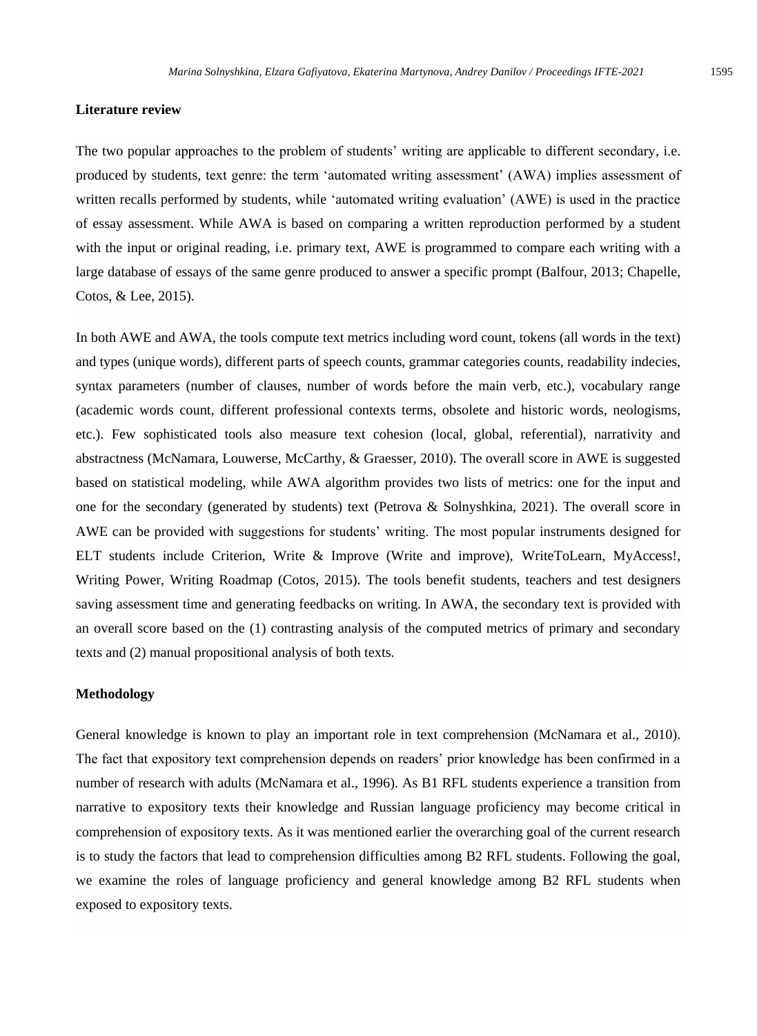**Literature review**

The two popular approaches to the problem of students' writing are applicable to different secondary, i.e. produced by students, text genre: the term 'automated writing assessment' (AWA) implies assessment of written recalls performed by students, while 'automated writing evaluation' (AWE) is used in the practice of essay assessment. While AWA is based on comparing a written reproduction performed by a student with the input or original reading, i.e. primary text, AWE is programmed to compare each writing with a large database of essays of the same genre produced to answer a specific prompt (Balfour, 2013; Chapelle, Cotos, & Lee, 2015).

In both AWE and AWA, the tools compute text metrics including word count, tokens (all words in the text) and types (unique words), different parts of speech counts, grammar categories counts, readability indecies, syntax parameters (number of clauses, number of words before the main verb, etc.), vocabulary range (academic words count, different professional contexts terms, obsolete and historic words, neologisms, etc.). Few sophisticated tools also measure text cohesion (local, global, referential), narrativity and abstractness (McNamara, Louwerse, McCarthy, & Graesser, 2010). The overall score in AWE is suggested based on statistical modeling, while AWA algorithm provides two lists of metrics: one for the input and one for the secondary (generated by students) text (Petrova & Solnyshkina, 2021). The overall score in AWE can be provided with suggestions for students' writing. The most popular instruments designed for ELT students include Criterion, Write & Improve (Write and improve), WriteToLearn, MyAccess!, Writing Power, Writing Roadmap (Cotos, 2015). The tools benefit students, teachers and test designers saving assessment time and generating feedbacks on writing. In AWA, the secondary text is provided with an overall score based on the (1) contrasting analysis of the computed metrics of primary and secondary texts and (2) manual propositional analysis of both texts.

**Methodology**

General knowledge is known to play an important role in text comprehension (McNamara et al., 2010). The fact that expository text comprehension depends on readers' prior knowledge has been confirmed in a number of research with adults (McNamara et al., 1996). As B1 RFL students experience a transition from narrative to expository texts their knowledge and Russian language proficiency may become critical in comprehension of expository texts. As it was mentioned earlier the overarching goal of the current research is to study the factors that lead to comprehension difficulties among B2 RFL students. Following the goal, we examine the roles of language proficiency and general knowledge among B2 RFL students when exposed to expository texts.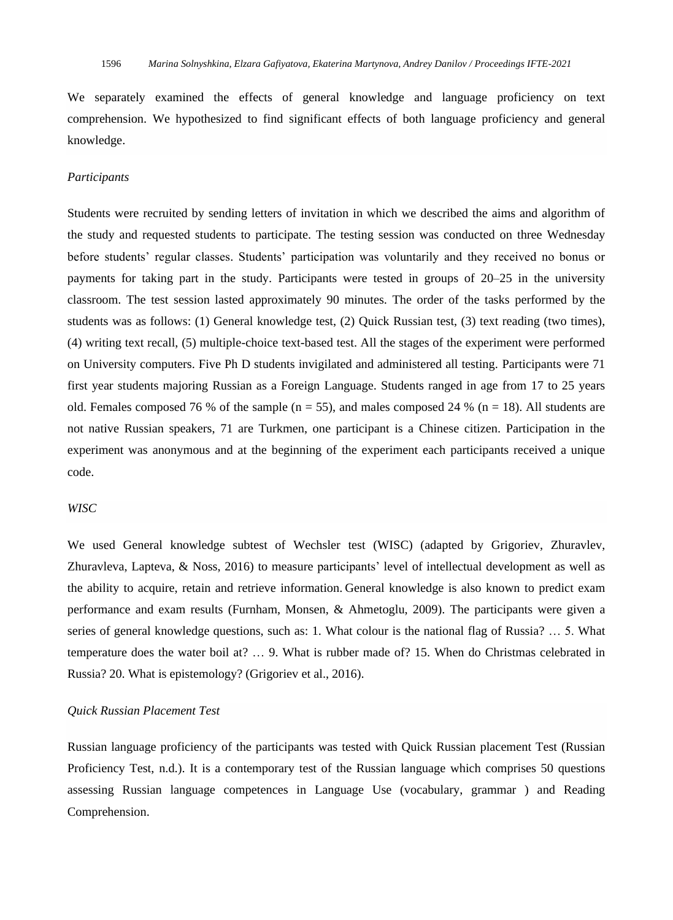We separately examined the effects of general knowledge and language proficiency on text comprehension. We hypothesized to find significant effects of both language proficiency and general knowledge.

*Participants*

Students were recruited by sending letters of invitation in which we described the aims and algorithm of the study and requested students to participate. The testing session was conducted on three Wednesday before students' regular classes. Students' participation was voluntarily and they received no bonus or payments for taking part in the study. Participants were tested in groups of 20–25 in the university classroom. The test session lasted approximately 90 minutes. The order of the tasks performed by the students was as follows: (1) General knowledge test, (2) Quick Russian test, (3) text reading (two times), (4) writing text recall, (5) multiple-choice text-based test. All the stages of the experiment were performed on University computers. Five Ph D students invigilated and administered all testing. Participants were 71 first year students majoring Russian as a Foreign Language. Students ranged in age from 17 to 25 years old. Females composed 76 % of the sample (n = 55), and males composed 24 % (n = 18). All students are not native Russian speakers, 71 are Turkmen, one participant is a Chinese citizen. Participation in the experiment was anonymous and at the beginning of the experiment each participants received a unique code.

*WISC*

We used General knowledge subtest of Wechsler test (WISC) (adapted by Grigoriev, Zhuravlev, Zhuravleva, Lapteva, & Noss, 2016) to measure participants' level of intellectual development as well as the ability to acquire, retain and retrieve information. General knowledge is also known to predict exam performance and exam results (Furnham, Monsen, & Ahmetoglu, 2009). The participants were given a series of general knowledge questions, such as: 1. What colour is the national flag of Russia? … 5. What temperature does the water boil at? … 9. What is rubber made of? 15. When do Christmas celebrated in Russia? 20. What is epistemology? (Grigoriev et al., 2016).

*Quick Russian Placement Test*

Russian language proficiency of the participants was tested with Quick Russian placement Test (Russian Proficiency Test, n.d.). It is a contemporary test of the Russian language which comprises 50 questions assessing Russian language competences in Language Use (vocabulary, grammar ) and Reading Comprehension.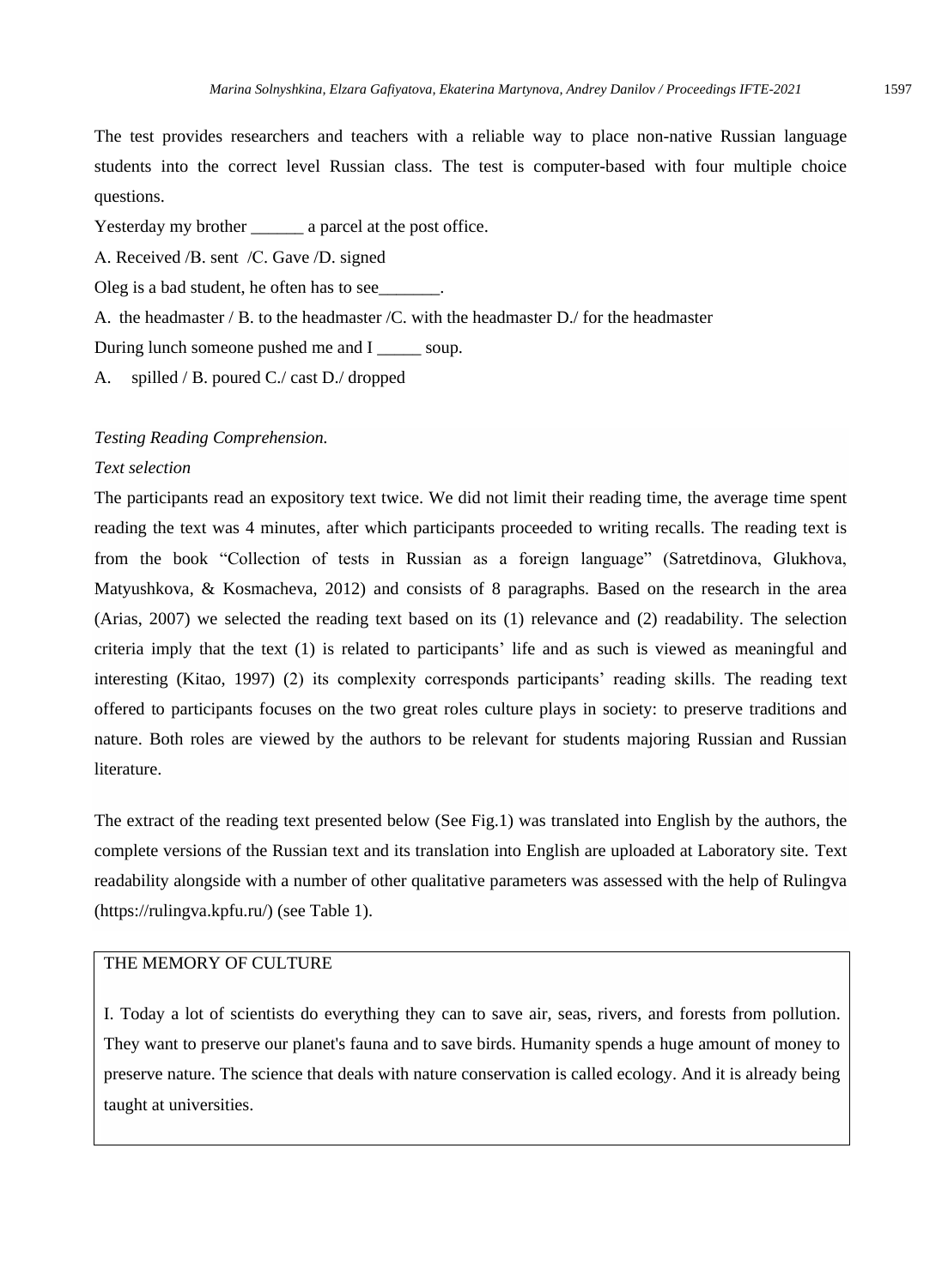The test provides researchers and teachers with a reliable way to place non-native Russian language students into the correct level Russian class. The test is computer-based with four multiple choice questions.

Yesterday my brother ______ a parcel at the post office.

A. Received /B. sent /C. Gave /D. signed

Oleg is a bad student, he often has to see_______.

A. the headmaster / B. to the headmaster /C. with the headmaster D./ for the headmaster

During lunch someone pushed me and I _____ soup.

A. spilled / B. poured C./ cast D./ dropped

*Testing Reading Comprehension.*

*Text selection*

The participants read an expository text twice. We did not limit their reading time, the average time spent reading the text was 4 minutes, after which participants proceeded to writing recalls. The reading text is from the book "Collection of tests in Russian as a foreign language" (Satretdinova, Glukhova, Matyushkova, & Kosmacheva, 2012) and consists of 8 paragraphs. Based on the research in the area (Arias, 2007) we selected the reading text based on its (1) relevance and (2) readability. The selection criteria imply that the text (1) is related to participants' life and as such is viewed as meaningful and interesting (Kitao, 1997) (2) its complexity corresponds participants' reading skills. The reading text offered to participants focuses on the two great roles culture plays in society: to preserve traditions and nature. Both roles are viewed by the authors to be relevant for students majoring Russian and Russian literature.

The extract of the reading text presented below (See Fig.1) was translated into English by the authors, the complete versions of the Russian text and its translation into English are uploaded at Laboratory site. Text readability alongside with a number of other qualitative parameters was assessed with the help of Rulingva (https://rulingva.kpfu.ru/) (see Table 1).

THE MEMORY OF CULTURE

I. Today a lot of scientists do everything they can to save air, seas, rivers, and forests from pollution. They want to preserve our planet's fauna and to save birds. Humanity spends a huge amount of money to preserve nature. The science that deals with nature conservation is called ecology. And it is already being taught at universities.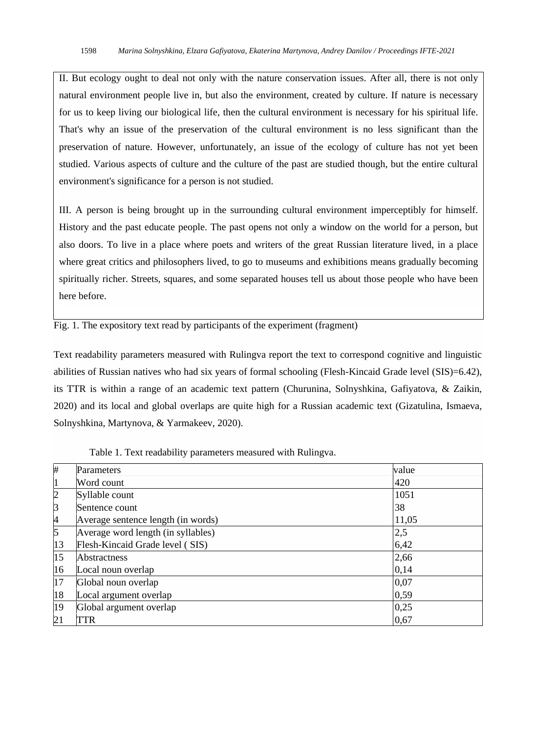II. But ecology ought to deal not only with the nature conservation issues. After all, there is not only natural environment people live in, but also the environment, created by culture. If nature is necessary for us to keep living our biological life, then the cultural environment is necessary for his spiritual life. That's why an issue of the preservation of the cultural environment is no less significant than the preservation of nature. However, unfortunately, an issue of the ecology of culture has not yet been studied. Various aspects of culture and the culture of the past are studied though, but the entire cultural environment's significance for a person is not studied.

III. A person is being brought up in the surrounding cultural environment imperceptibly for himself. History and the past educate people. The past opens not only a window on the world for a person, but also doors. To live in a place where poets and writers of the great Russian literature lived, in a place where great critics and philosophers lived, to go to museums and exhibitions means gradually becoming spiritually richer. Streets, squares, and some separated houses tell us about those people who have been here before.

Fig. 1. The expository text read by participants of the experiment (fragment)

Text readability parameters measured with Rulingva report the text to correspond cognitive and linguistic abilities of Russian natives who had six years of formal schooling (Flesh-Kincaid Grade level (SIS)=6.42), its TTR is within a range of an academic text pattern (Churunina, Solnyshkina, Gafiyatova, & Zaikin, 2020) and its local and global overlaps are quite high for a Russian academic text (Gizatulina, Ismaeva, Solnyshkina, Martynova, & Yarmakeev, 2020).

Table 1. Text readability parameters measured with Rulingva.

| # | Parameters | value |
|---|---|---|
| 1 | Word count | 420 |
| 2 | Syllable count | 1051 |
| 3 | Sentence count | 38 |
| 4 | Average sentence length (in words) | 11,05 |
| 5 | Average word length (in syllables) | 2,5 |
| 13 | Flesh-Kincaid Grade level ( SIS) | 6,42 |
| 15 | Abstractness | 2,66 |
| 16 | Local noun overlap | 0,14 |
| 17 | Global noun overlap | 0,07 |
| 18 | Local argument overlap | 0,59 |
| 19 | Global argument overlap | 0,25 |
| 21 | TTR | 0,67 |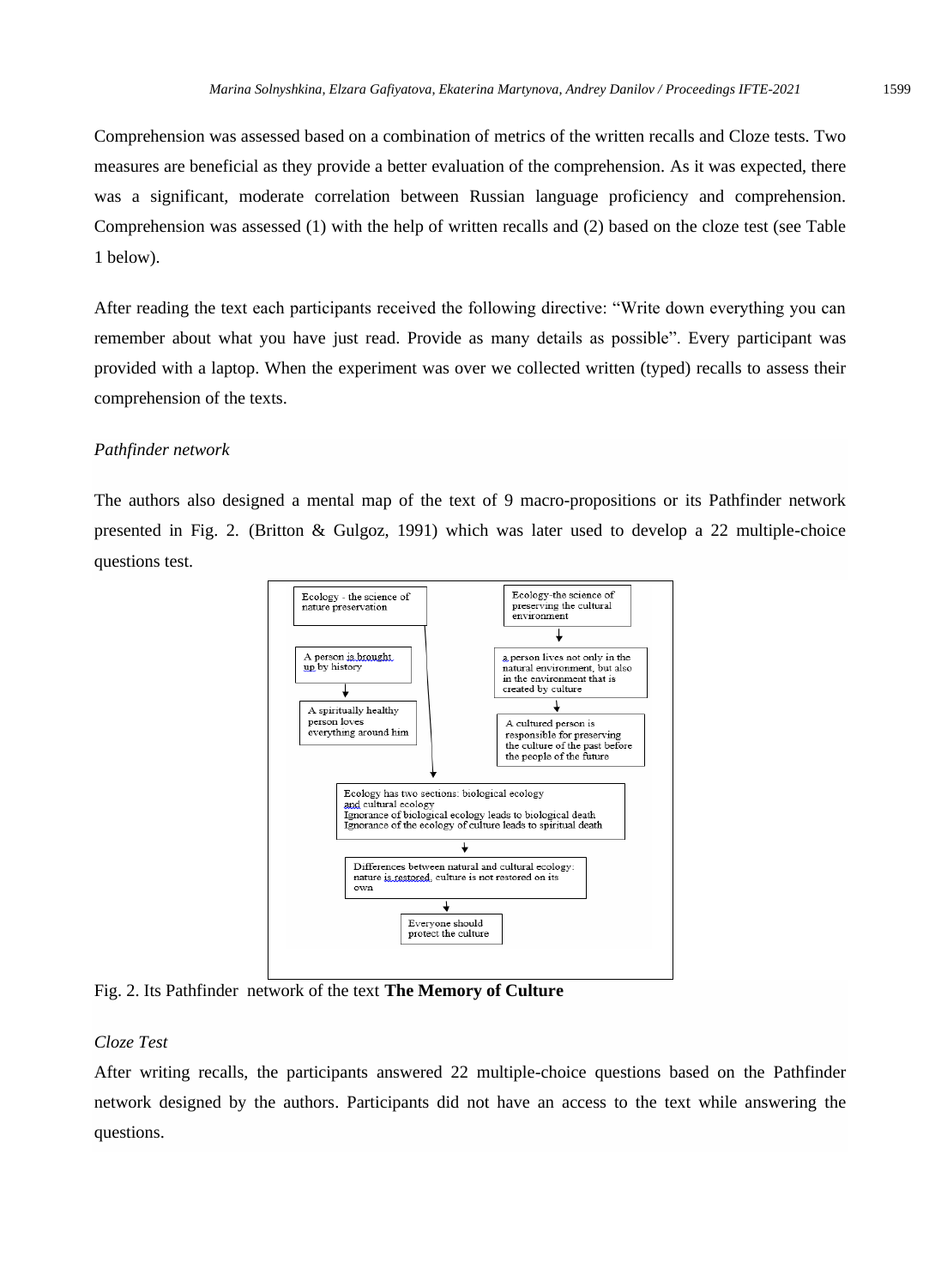Comprehension was assessed based on a combination of metrics of the written recalls and Cloze tests. Two measures are beneficial as they provide a better evaluation of the comprehension. As it was expected, there was a significant, moderate correlation between Russian language proficiency and comprehension. Comprehension was assessed (1) with the help of written recalls and (2) based on the cloze test (see Table 1 below).

After reading the text each participants received the following directive: "Write down everything you can remember about what you have just read. Provide as many details as possible". Every participant was provided with a laptop. When the experiment was over we collected written (typed) recalls to assess their comprehension of the texts.

*Pathfinder network*

The authors also designed a mental map of the text of 9 macro-propositions or its Pathfinder network presented in Fig. 2. (Britton & Gulgoz, 1991) which was later used to develop a 22 multiple-choice questions test.

Ecology - the science of nature preservation

A person is brought up by history

A spiritually healthy person loves everything around him

Ecology-the science of preserving the cultural environment

a person lives not only in the natural environment, but also in the environment that is created by culture

A cultured person is responsible for preserving the culture of the past before the people of the future

Ecology has two sections: biological ecology and cultural ecology
Ignorance of biological ecology leads to biological death
Ignorance of the ecology of culture leads to spiritual death

Differences between natural and cultural ecology: nature is restored, culture is not restored on its own

Everyone should protect the culture

Fig. 2. Its Pathfinder network of the text **The Memory of Culture**

*Cloze Test*

After writing recalls, the participants answered 22 multiple-choice questions based on the Pathfinder network designed by the authors. Participants did not have an access to the text while answering the questions.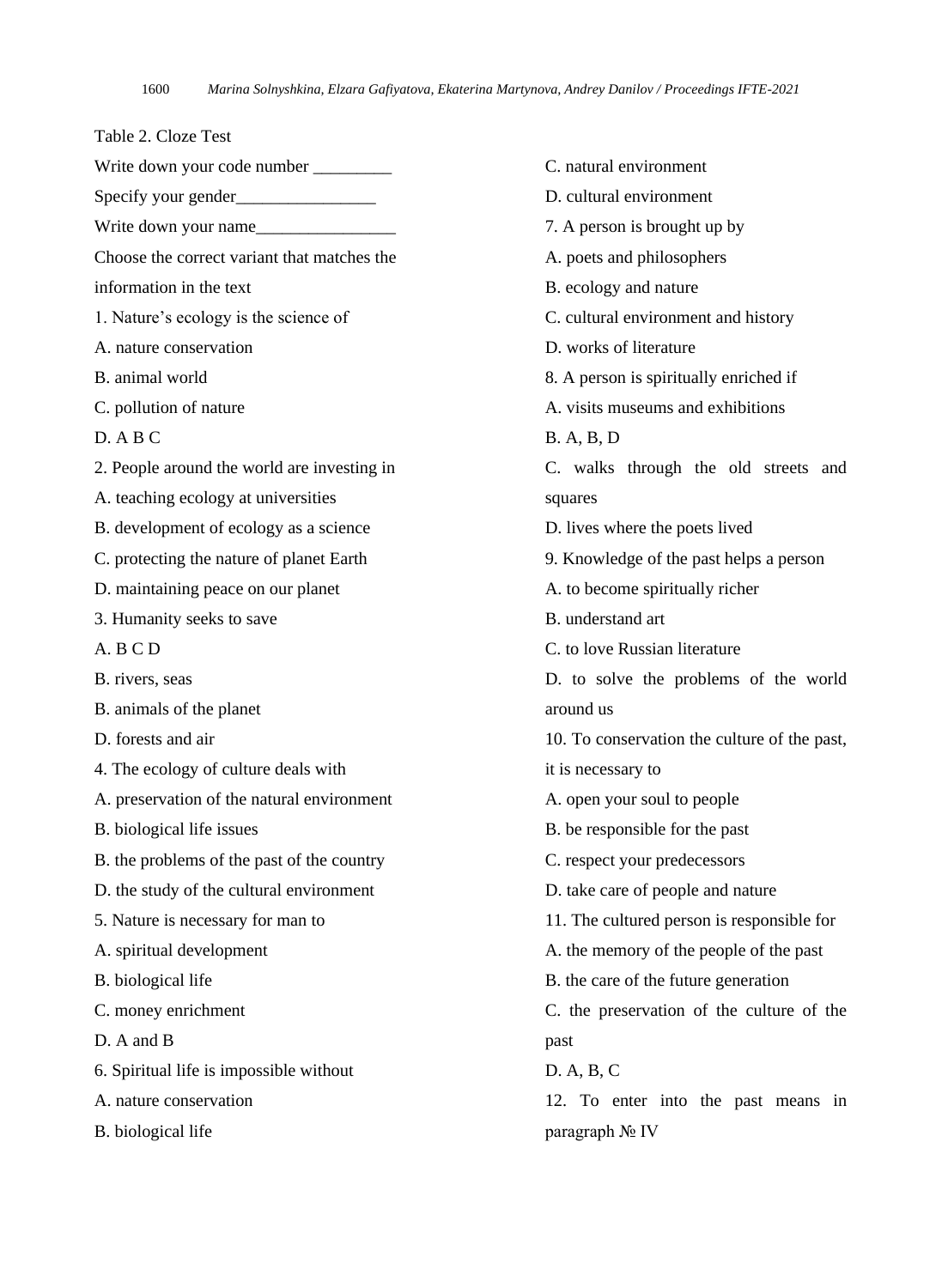Table 2. Cloze Test

Write down your code number _________

Specify your gender________________

Write down your name________________

Choose the correct variant that matches the information in the text

1. Nature's ecology is the science of

A. nature conservation

B. animal world

C. pollution of nature

D. A B C

2. People around the world are investing in

A. teaching ecology at universities

B. development of ecology as a science

C. protecting the nature of planet Earth

D. maintaining peace on our planet

3. Humanity seeks to save

A. B C D

B. rivers, seas

B. animals of the planet

D. forests and air

4. The ecology of culture deals with

A. preservation of the natural environment

B. biological life issues

B. the problems of the past of the country

D. the study of the cultural environment

5. Nature is necessary for man to

A. spiritual development

B. biological life

C. money enrichment

D. A and B

6. Spiritual life is impossible without

A. nature conservation

B. biological life

C. natural environment

D. cultural environment

7. A person is brought up by

A. poets and philosophers

B. ecology and nature

C. cultural environment and history

D. works of literature

8. A person is spiritually enriched if

A. visits museums and exhibitions

B. A, B, D

C. walks through the old streets and squares

D. lives where the poets lived

9. Knowledge of the past helps a person

A. to become spiritually richer

B. understand art

C. to love Russian literature

D. to solve the problems of the world around us

10. To conservation the culture of the past, it is necessary to

A. open your soul to people

B. be responsible for the past

C. respect your predecessors

D. take care of people and nature

11. The cultured person is responsible for

A. the memory of the people of the past

B. the care of the future generation

C. the preservation of the culture of the past

D. A, B, C

12. To enter into the past means in paragraph № IV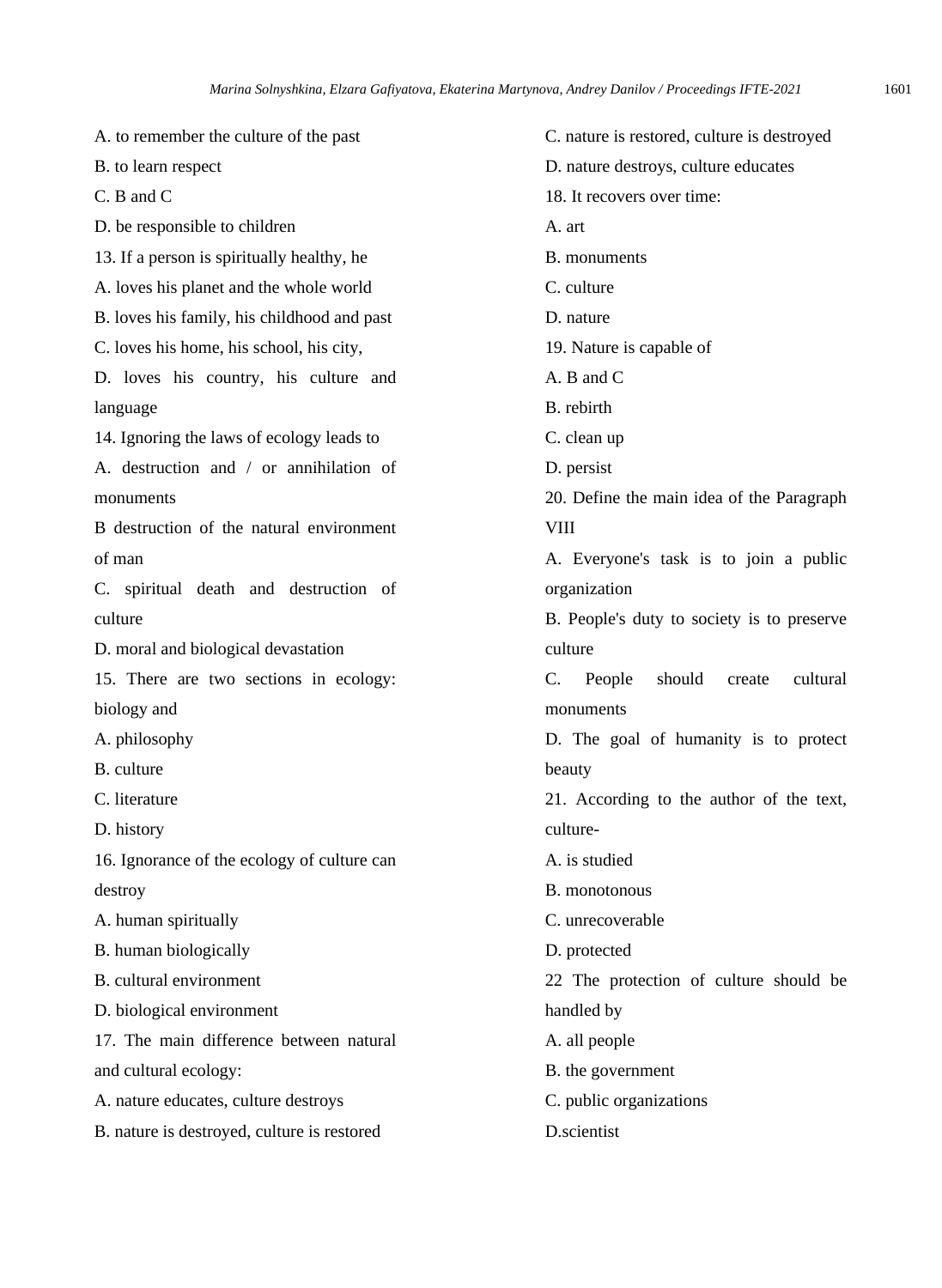A. to remember the culture of the past

B. to learn respect

C. B and C

D. be responsible to children

13. If a person is spiritually healthy, he

A. loves his planet and the whole world

B. loves his family, his childhood and past

C. loves his home, his school, his city,

D. loves his country, his culture and language

14. Ignoring the laws of ecology leads to

A. destruction and / or annihilation of monuments

B destruction of the natural environment of man

C. spiritual death and destruction of culture

D. moral and biological devastation

15. There are two sections in ecology: biology and

A. philosophy

B. culture

C. literature

D. history

16. Ignorance of the ecology of culture can destroy

A. human spiritually

B. human biologically

B. cultural environment

D. biological environment

17. The main difference between natural and cultural ecology:

A. nature educates, culture destroys

B. nature is destroyed, culture is restored

C. nature is restored, culture is destroyed

D. nature destroys, culture educates

18. It recovers over time:

A. art

B. monuments

C. culture

D. nature

19. Nature is capable of

A. B and C

B. rebirth

C. clean up

D. persist

20. Define the main idea of the Paragraph VIII

A. Everyone's task is to join a public organization

B. People's duty to society is to preserve culture

C. People should create cultural monuments

D. The goal of humanity is to protect beauty

21. According to the author of the text, culture-

A. is studied

B. monotonous

C. unrecoverable

D. protected

22 The protection of culture should be handled by

A. all people

B. the government

C. public organizations

D.scientist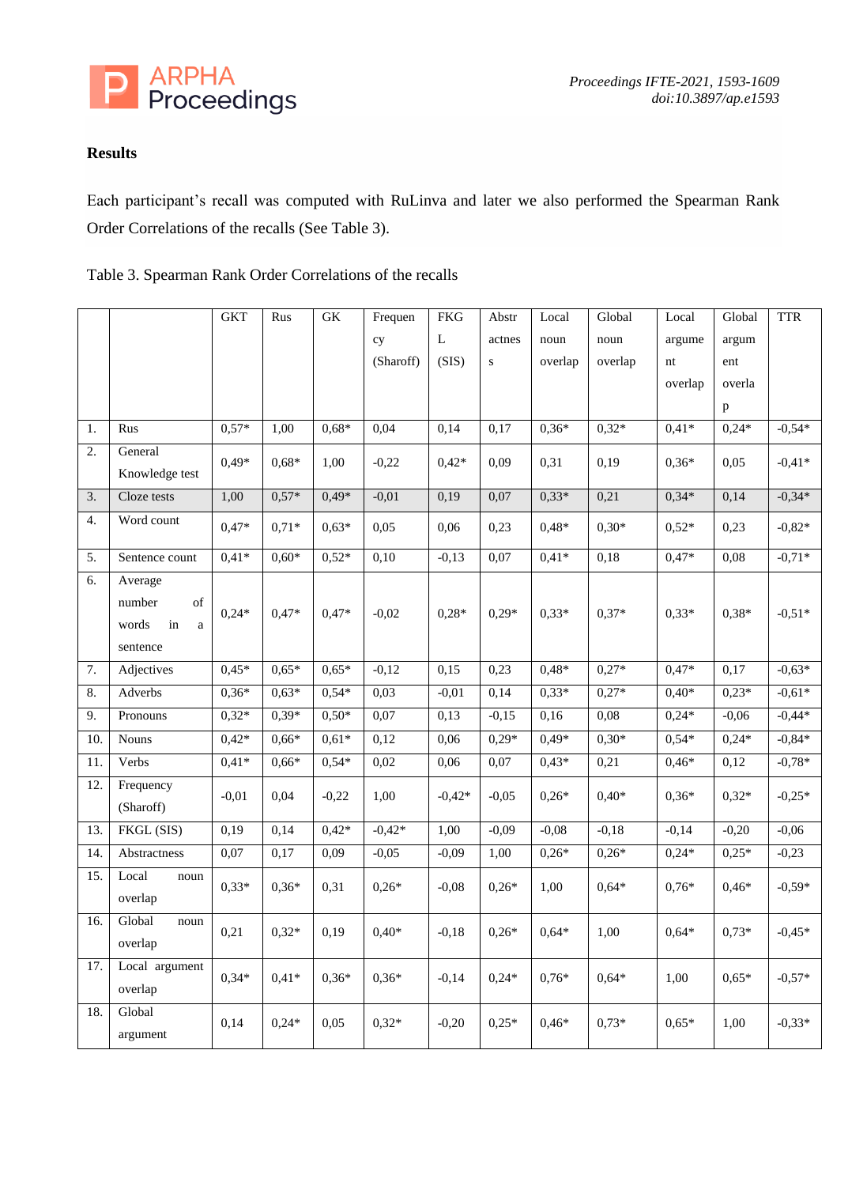### Results

Each participant's recall was computed with RuLinva and later we also performed the Spearman Rank Order Correlations of the recalls (See Table 3).

Table 3. Spearman Rank Order Correlations of the recalls

| | | GKT | Rus | GK | Frequency (Sharoff) | FKGL (SIS) | Abstractness | Local noun overlap | Global noun overlap | Local argument overlap | Global argument overlap | TTR |
|---|---|---|---|---|---|---|---|---|---|---|---|---|
| 1. | Rus | 0,57* | 1,00 | 0,68* | 0,04 | 0,14 | 0,17 | 0,36* | 0,32* | 0,41* | 0,24* | -0,54* |
| 2. | General Knowledge test | 0,49* | 0,68* | 1,00 | -0,22 | 0,42* | 0,09 | 0,31 | 0,19 | 0,36* | 0,05 | -0,41* |
| 3. | Cloze tests | 1,00 | 0,57* | 0,49* | -0,01 | 0,19 | 0,07 | 0,33* | 0,21 | 0,34* | 0,14 | -0,34* |
| 4. | Word count | 0,47* | 0,71* | 0,63* | 0,05 | 0,06 | 0,23 | 0,48* | 0,30* | 0,52* | 0,23 | -0,82* |
| 5. | Sentence count | 0,41* | 0,60* | 0,52* | 0,10 | -0,13 | 0,07 | 0,41* | 0,18 | 0,47* | 0,08 | -0,71* |
| 6. | Average number of words in a sentence | 0,24* | 0,47* | 0,47* | -0,02 | 0,28* | 0,29* | 0,33* | 0,37* | 0,33* | 0,38* | -0,51* |
| 7. | Adjectives | 0,45* | 0,65* | 0,65* | -0,12 | 0,15 | 0,23 | 0,48* | 0,27* | 0,47* | 0,17 | -0,63* |
| 8. | Adverbs | 0,36* | 0,63* | 0,54* | 0,03 | -0,01 | 0,14 | 0,33* | 0,27* | 0,40* | 0,23* | -0,61* |
| 9. | Pronouns | 0,32* | 0,39* | 0,50* | 0,07 | 0,13 | -0,15 | 0,16 | 0,08 | 0,24* | -0,06 | -0,44* |
| 10. | Nouns | 0,42* | 0,66* | 0,61* | 0,12 | 0,06 | 0,29* | 0,49* | 0,30* | 0,54* | 0,24* | -0,84* |
| 11. | Verbs | 0,41* | 0,66* | 0,54* | 0,02 | 0,06 | 0,07 | 0,43* | 0,21 | 0,46* | 0,12 | -0,78* |
| 12. | Frequency (Sharoff) | -0,01 | 0,04 | -0,22 | 1,00 | -0,42* | -0,05 | 0,26* | 0,40* | 0,36* | 0,32* | -0,25* |
| 13. | FKGL (SIS) | 0,19 | 0,14 | 0,42* | -0,42* | 1,00 | -0,09 | -0,08 | -0,18 | -0,14 | -0,20 | -0,06 |
| 14. | Abstractness | 0,07 | 0,17 | 0,09 | -0,05 | -0,09 | 1,00 | 0,26* | 0,26* | 0,24* | 0,25* | -0,23 |
| 15. | Local noun overlap | 0,33* | 0,36* | 0,31 | 0,26* | -0,08 | 0,26* | 1,00 | 0,64* | 0,76* | 0,46* | -0,59* |
| 16. | Global noun overlap | 0,21 | 0,32* | 0,19 | 0,40* | -0,18 | 0,26* | 0,64* | 1,00 | 0,64* | 0,73* | -0,45* |
| 17. | Local argument overlap | 0,34* | 0,41* | 0,36* | 0,36* | -0,14 | 0,24* | 0,76* | 0,64* | 1,00 | 0,65* | -0,57* |
| 18. | Global argument | 0,14 | 0,24* | 0,05 | 0,32* | -0,20 | 0,25* | 0,46* | 0,73* | 0,65* | 1,00 | -0,33* |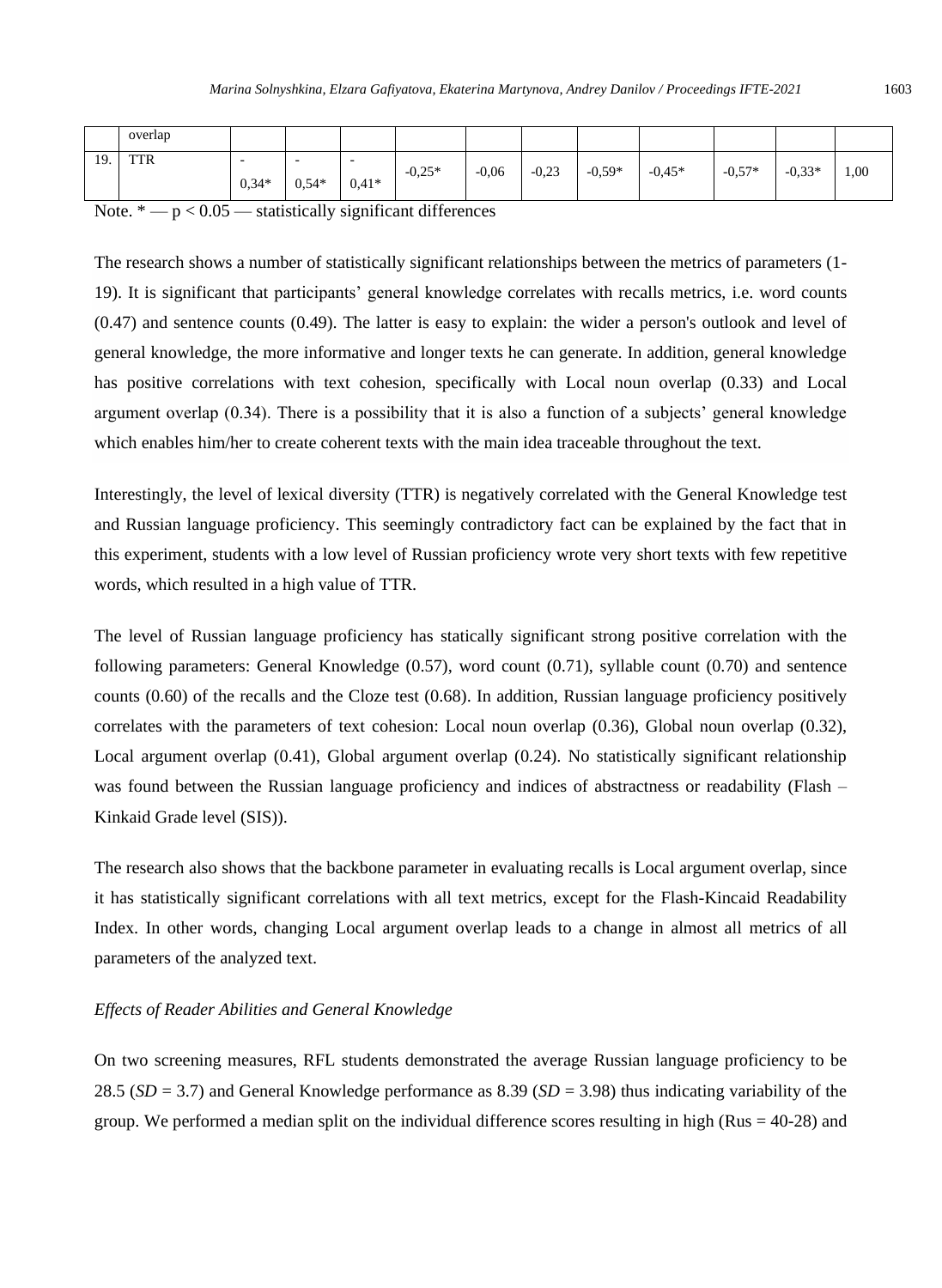|  | overlap |  |  |  |  |  |  |  |  |  |  |  |
|---|---|---|---|---|---|---|---|---|---|---|---|---|
| 19. | TTR | -0,34* | -0,54* | -0,41* | -0,25* | -0,06 | -0,23 | -0,59* | -0,45* | -0,57* | -0,33* | 1,00 |

Note. * — $p < 0.05$ — statistically significant differences

The research shows a number of statistically significant relationships between the metrics of parameters (1-19). It is significant that participants' general knowledge correlates with recalls metrics, i.e. word counts (0.47) and sentence counts (0.49). The latter is easy to explain: the wider a person's outlook and level of general knowledge, the more informative and longer texts he can generate. In addition, general knowledge has positive correlations with text cohesion, specifically with Local noun overlap (0.33) and Local argument overlap (0.34). There is a possibility that it is also a function of a subjects' general knowledge which enables him/her to create coherent texts with the main idea traceable throughout the text.

Interestingly, the level of lexical diversity (TTR) is negatively correlated with the General Knowledge test and Russian language proficiency. This seemingly contradictory fact can be explained by the fact that in this experiment, students with a low level of Russian proficiency wrote very short texts with few repetitive words, which resulted in a high value of TTR.

The level of Russian language proficiency has statically significant strong positive correlation with the following parameters: General Knowledge (0.57), word count (0.71), syllable count (0.70) and sentence counts (0.60) of the recalls and the Cloze test (0.68). In addition, Russian language proficiency positively correlates with the parameters of text cohesion: Local noun overlap (0.36), Global noun overlap (0.32), Local argument overlap (0.41), Global argument overlap (0.24). No statistically significant relationship was found between the Russian language proficiency and indices of abstractness or readability (Flash – Kinkaid Grade level (SIS)).

The research also shows that the backbone parameter in evaluating recalls is Local argument overlap, since it has statistically significant correlations with all text metrics, except for the Flash-Kincaid Readability Index. In other words, changing Local argument overlap leads to a change in almost all metrics of all parameters of the analyzed text.

*Effects of Reader Abilities and General Knowledge*

On two screening measures, RFL students demonstrated the average Russian language proficiency to be 28.5 (*SD* = 3.7) and General Knowledge performance as 8.39 (*SD* = 3.98) thus indicating variability of the group. We performed a median split on the individual difference scores resulting in high (Rus = 40-28) and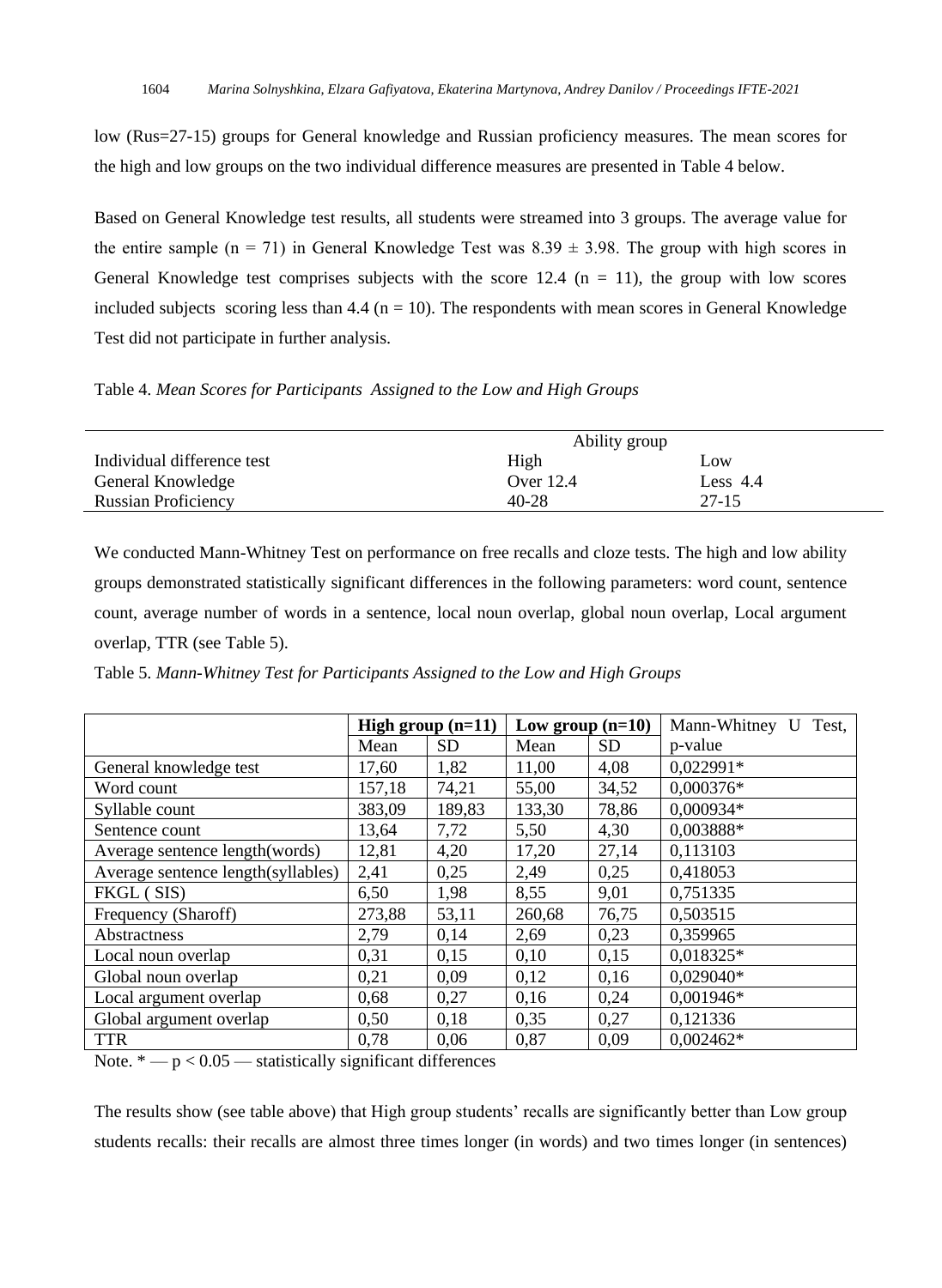low (Rus=27-15) groups for General knowledge and Russian proficiency measures. The mean scores for the high and low groups on the two individual difference measures are presented in Table 4 below.

Based on General Knowledge test results, all students were streamed into 3 groups. The average value for the entire sample (n = 71) in General Knowledge Test was 8.39 ± 3.98. The group with high scores in General Knowledge test comprises subjects with the score 12.4 (n = 11), the group with low scores included subjects scoring less than 4.4 (n = 10). The respondents with mean scores in General Knowledge Test did not participate in further analysis.

Table 4. *Mean Scores for Participants Assigned to the Low and High Groups*

| | Ability group | |
|---|---|---|
| Individual difference test | High | Low |
| General Knowledge | Over 12.4 | Less 4.4 |
| Russian Proficiency | 40-28 | 27-15 |

We conducted Mann-Whitney Test on performance on free recalls and cloze tests. The high and low ability groups demonstrated statistically significant differences in the following parameters: word count, sentence count, average number of words in a sentence, local noun overlap, global noun overlap, Local argument overlap, TTR (see Table 5).

Table 5. *Mann-Whitney Test for Participants Assigned to the Low and High Groups*

| | **High group (n=11)** | | **Low group (n=10)** | | Mann-Whitney U Test, |
|---|---|---|---|---|---|
| | Mean | SD | Mean | SD | p-value |
| General knowledge test | 17,60 | 1,82 | 11,00 | 4,08 | 0,022991* |
| Word count | 157,18 | 74,21 | 55,00 | 34,52 | 0,000376* |
| Syllable count | 383,09 | 189,83 | 133,30 | 78,86 | 0,000934* |
| Sentence count | 13,64 | 7,72 | 5,50 | 4,30 | 0,003888* |
| Average sentence length(words) | 12,81 | 4,20 | 17,20 | 27,14 | 0,113103 |
| Average sentence length(syllables) | 2,41 | 0,25 | 2,49 | 0,25 | 0,418053 |
| FKGL ( SIS) | 6,50 | 1,98 | 8,55 | 9,01 | 0,751335 |
| Frequency (Sharoff) | 273,88 | 53,11 | 260,68 | 76,75 | 0,503515 |
| Abstractness | 2,79 | 0,14 | 2,69 | 0,23 | 0,359965 |
| Local noun overlap | 0,31 | 0,15 | 0,10 | 0,15 | 0,018325* |
| Global noun overlap | 0,21 | 0,09 | 0,12 | 0,16 | 0,029040* |
| Local argument overlap | 0,68 | 0,27 | 0,16 | 0,24 | 0,001946* |
| Global argument overlap | 0,50 | 0,18 | 0,35 | 0,27 | 0,121336 |
| TTR | 0,78 | 0,06 | 0,87 | 0,09 | 0,002462* |

Note. * — $p < 0.05$ — statistically significant differences

The results show (see table above) that High group students' recalls are significantly better than Low group students recalls: their recalls are almost three times longer (in words) and two times longer (in sentences)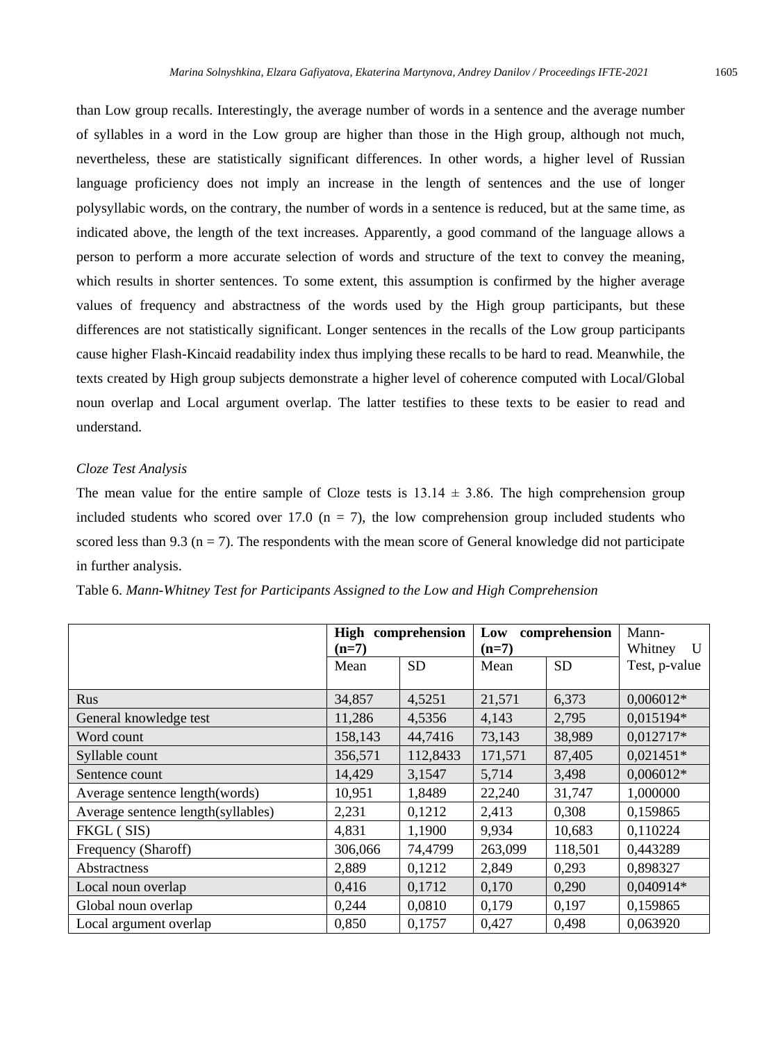than Low group recalls. Interestingly, the average number of words in a sentence and the average number of syllables in a word in the Low group are higher than those in the High group, although not much, nevertheless, these are statistically significant differences. In other words, a higher level of Russian language proficiency does not imply an increase in the length of sentences and the use of longer polysyllabic words, on the contrary, the number of words in a sentence is reduced, but at the same time, as indicated above, the length of the text increases. Apparently, a good command of the language allows a person to perform a more accurate selection of words and structure of the text to convey the meaning, which results in shorter sentences. To some extent, this assumption is confirmed by the higher average values of frequency and abstractness of the words used by the High group participants, but these differences are not statistically significant. Longer sentences in the recalls of the Low group participants cause higher Flash-Kincaid readability index thus implying these recalls to be hard to read. Meanwhile, the texts created by High group subjects demonstrate a higher level of coherence computed with Local/Global noun overlap and Local argument overlap. The latter testifies to these texts to be easier to read and understand.

*Cloze Test Analysis*

The mean value for the entire sample of Cloze tests is 13.14 ± 3.86. The high comprehension group included students who scored over 17.0 (n = 7), the low comprehension group included students who scored less than 9.3 (n = 7). The respondents with the mean score of General knowledge did not participate in further analysis.

Table 6. *Mann-Whitney Test for Participants Assigned to the Low and High Comprehension*

| | **High comprehension (n=7)** | | **Low comprehension (n=7)** | | Mann-Whitney U Test, p-value |
|---|---|---|---|---|---|
| | Mean | SD | Mean | SD | |
| Rus | 34,857 | 4,5251 | 21,571 | 6,373 | 0,006012* |
| General knowledge test | 11,286 | 4,5356 | 4,143 | 2,795 | 0,015194* |
| Word count | 158,143 | 44,7416 | 73,143 | 38,989 | 0,012717* |
| Syllable count | 356,571 | 112,8433 | 171,571 | 87,405 | 0,021451* |
| Sentence count | 14,429 | 3,1547 | 5,714 | 3,498 | 0,006012* |
| Average sentence length(words) | 10,951 | 1,8489 | 22,240 | 31,747 | 1,000000 |
| Average sentence length(syllables) | 2,231 | 0,1212 | 2,413 | 0,308 | 0,159865 |
| FKGL ( SIS) | 4,831 | 1,1900 | 9,934 | 10,683 | 0,110224 |
| Frequency (Sharoff) | 306,066 | 74,4799 | 263,099 | 118,501 | 0,443289 |
| Abstractness | 2,889 | 0,1212 | 2,849 | 0,293 | 0,898327 |
| Local noun overlap | 0,416 | 0,1712 | 0,170 | 0,290 | 0,040914* |
| Global noun overlap | 0,244 | 0,0810 | 0,179 | 0,197 | 0,159865 |
| Local argument overlap | 0,850 | 0,1757 | 0,427 | 0,498 | 0,063920 |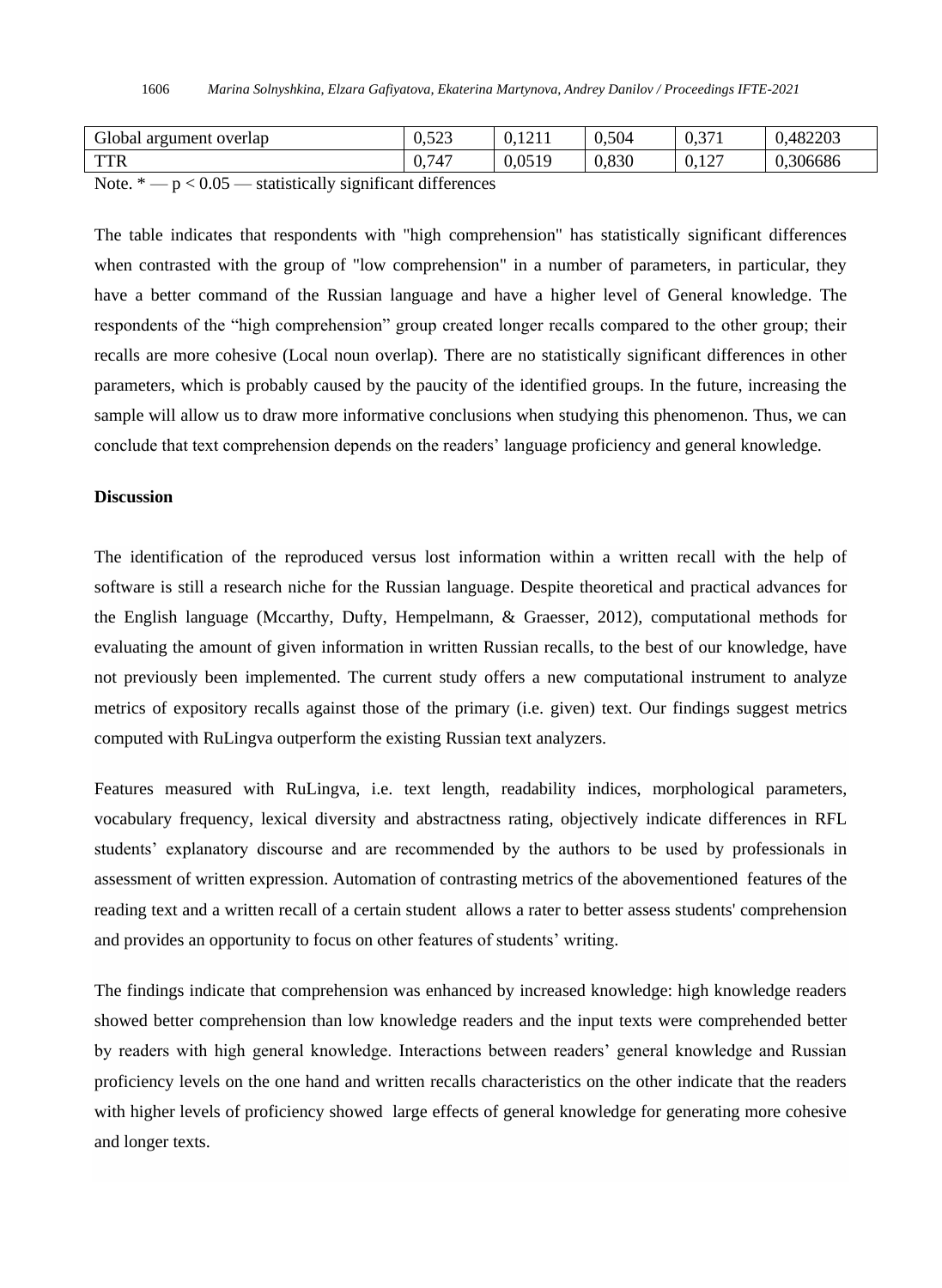| Global argument overlap | 0,523 | 0,1211 | 0,504 | 0,371 | 0,482203 |
|---|---|---|---|---|---|
| TTR | 0,747 | 0,0519 | 0,830 | 0,127 | 0,306686 |

Note. * — $p < 0.05$ — statistically significant differences

The table indicates that respondents with "high comprehension" has statistically significant differences when contrasted with the group of "low comprehension" in a number of parameters, in particular, they have a better command of the Russian language and have a higher level of General knowledge. The respondents of the “high comprehension” group created longer recalls compared to the other group; their recalls are more cohesive (Local noun overlap). There are no statistically significant differences in other parameters, which is probably caused by the paucity of the identified groups. In the future, increasing the sample will allow us to draw more informative conclusions when studying this phenomenon. Thus, we can conclude that text comprehension depends on the readers’ language proficiency and general knowledge.

**Discussion**

The identification of the reproduced versus lost information within a written recall with the help of software is still a research niche for the Russian language. Despite theoretical and practical advances for the English language (Mccarthy, Dufty, Hempelmann, & Graesser, 2012), computational methods for evaluating the amount of given information in written Russian recalls, to the best of our knowledge, have not previously been implemented. The current study offers a new computational instrument to analyze metrics of expository recalls against those of the primary (i.e. given) text. Our findings suggest metrics computed with RuLingva outperform the existing Russian text analyzers.

Features measured with RuLingva, i.e. text length, readability indices, morphological parameters, vocabulary frequency, lexical diversity and abstractness rating, objectively indicate differences in RFL students’ explanatory discourse and are recommended by the authors to be used by professionals in assessment of written expression. Automation of contrasting metrics of the abovementioned features of the reading text and a written recall of a certain student allows a rater to better assess students' comprehension and provides an opportunity to focus on other features of students’ writing.

The findings indicate that comprehension was enhanced by increased knowledge: high knowledge readers showed better comprehension than low knowledge readers and the input texts were comprehended better by readers with high general knowledge. Interactions between readers’ general knowledge and Russian proficiency levels on the one hand and written recalls characteristics on the other indicate that the readers with higher levels of proficiency showed large effects of general knowledge for generating more cohesive and longer texts.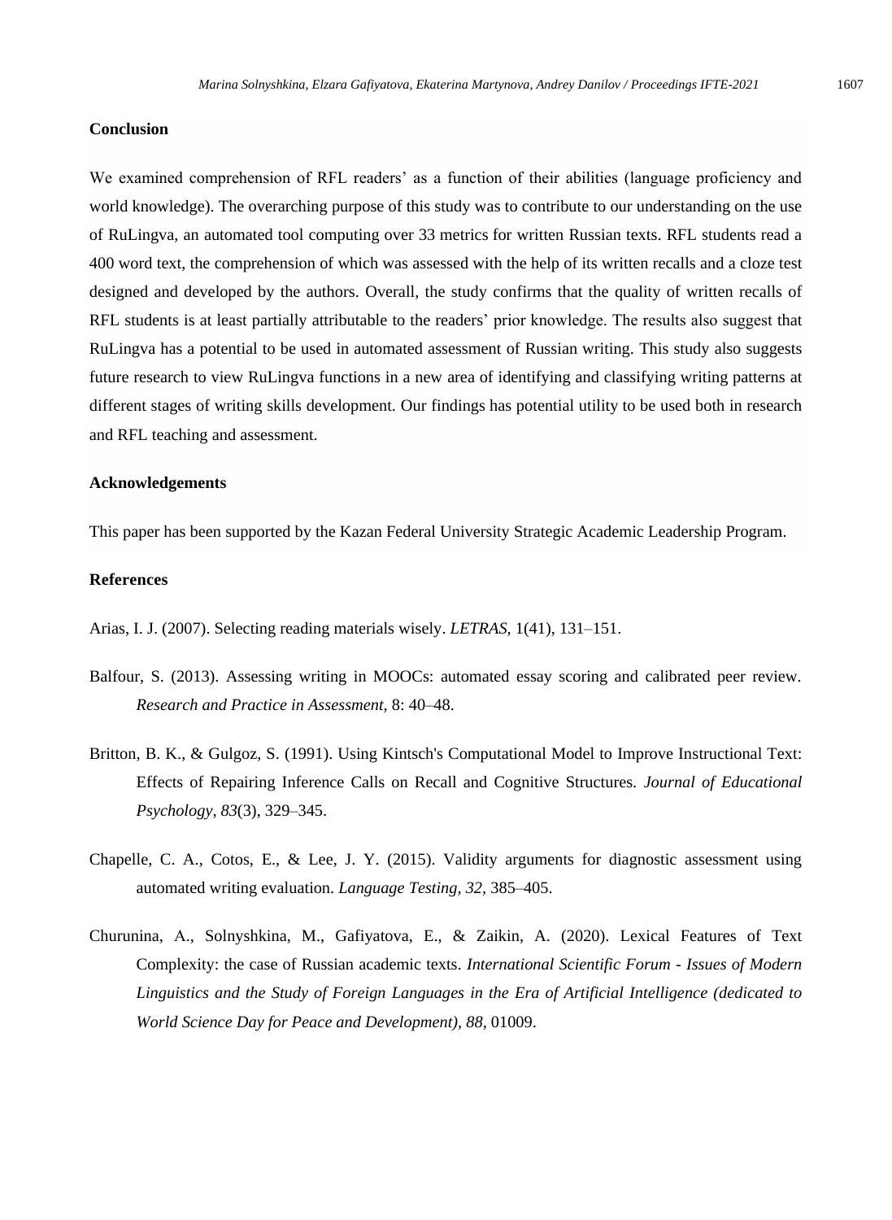## Conclusion

We examined comprehension of RFL readers' as a function of their abilities (language proficiency and world knowledge). The overarching purpose of this study was to contribute to our understanding on the use of RuLingva, an automated tool computing over 33 metrics for written Russian texts. RFL students read a 400 word text, the comprehension of which was assessed with the help of its written recalls and a cloze test designed and developed by the authors. Overall, the study confirms that the quality of written recalls of RFL students is at least partially attributable to the readers' prior knowledge. The results also suggest that RuLingva has a potential to be used in automated assessment of Russian writing. This study also suggests future research to view RuLingva functions in a new area of identifying and classifying writing patterns at different stages of writing skills development. Our findings has potential utility to be used both in research and RFL teaching and assessment.

## Acknowledgements

This paper has been supported by the Kazan Federal University Strategic Academic Leadership Program.

## References

Arias, I. J. (2007). Selecting reading materials wisely. *LETRAS*, 1(41), 131–151.

Balfour, S. (2013). Assessing writing in MOOCs: automated essay scoring and calibrated peer review. *Research and Practice in Assessment,* 8: 40–48.

Britton, B. K., & Gulgoz, S. (1991). Using Kintsch's Computational Model to Improve Instructional Text: Effects of Repairing Inference Calls on Recall and Cognitive Structures. *Journal of Educational Psychology, 83*(3), 329–345.

Chapelle, C. A., Cotos, E., & Lee, J. Y. (2015). Validity arguments for diagnostic assessment using automated writing evaluation. *Language Testing, 32*, 385–405.

Churunina, A., Solnyshkina, M., Gafiyatova, E., & Zaikin, A. (2020). Lexical Features of Text Complexity: the case of Russian academic texts. *International Scientific Forum - Issues of Modern Linguistics and the Study of Foreign Languages in the Era of Artificial Intelligence (dedicated to World Science Day for Peace and Development), 88*, 01009.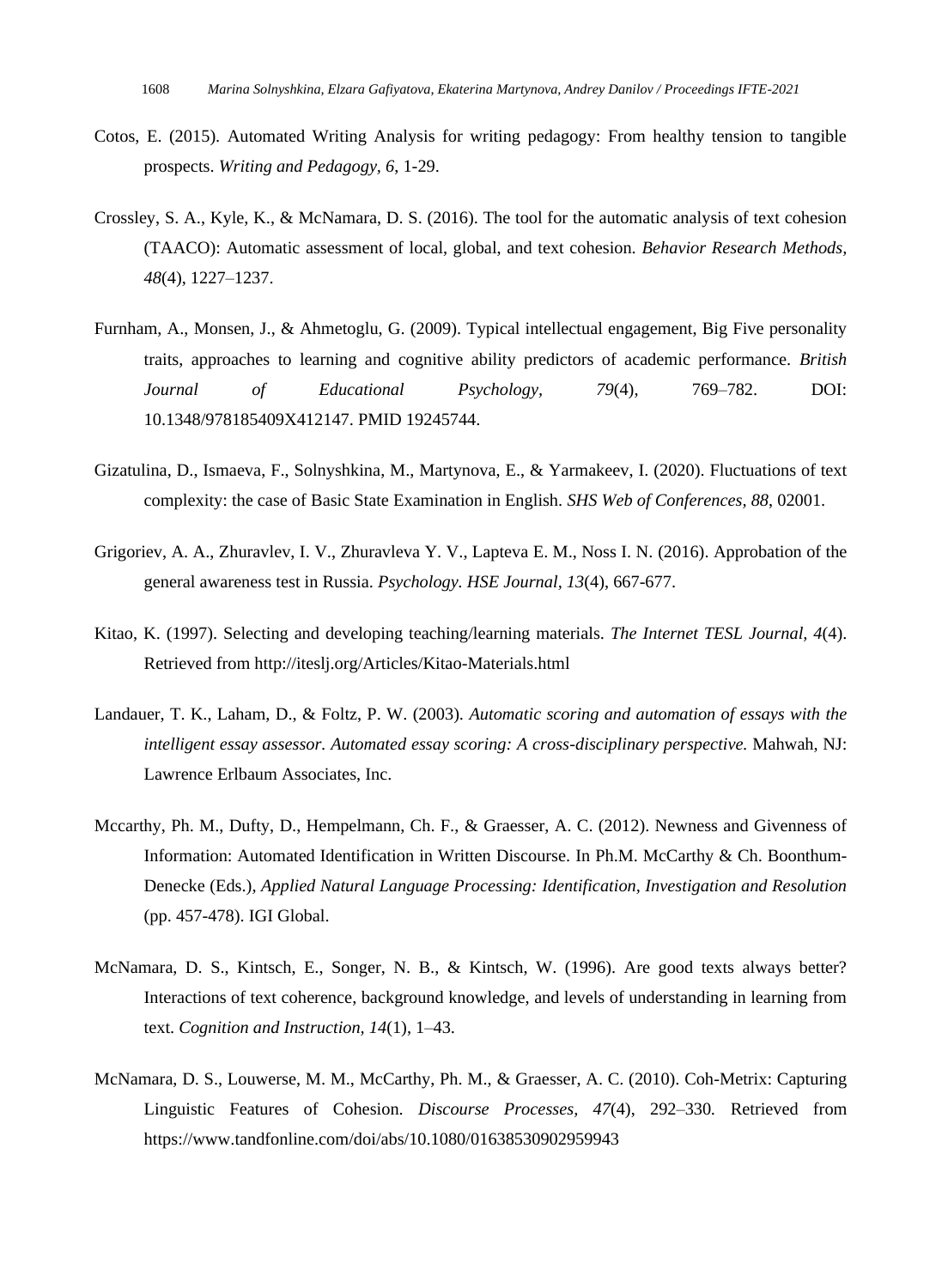Cotos, E. (2015). Automated Writing Analysis for writing pedagogy: From healthy tension to tangible prospects. *Writing and Pedagogy, 6*, 1-29.

Crossley, S. A., Kyle, K., & McNamara, D. S. (2016). The tool for the automatic analysis of text cohesion (TAACO): Automatic assessment of local, global, and text cohesion. *Behavior Research Methods, 48*(4), 1227–1237.

Furnham, A., Monsen, J., & Ahmetoglu, G. (2009). Typical intellectual engagement, Big Five personality traits, approaches to learning and cognitive ability predictors of academic performance. *British Journal of Educational Psychology, 79*(4), 769–782. DOI: 10.1348/978185409X412147. PMID 19245744.

Gizatulina, D., Ismaeva, F., Solnyshkina, M., Martynova, E., & Yarmakeev, I. (2020). Fluctuations of text complexity: the case of Basic State Examination in English. *SHS Web of Conferences, 88*, 02001.

Grigoriev, A. A., Zhuravlev, I. V., Zhuravleva Y. V., Lapteva E. M., Noss I. N. (2016). Approbation of the general awareness test in Russia. *Psychology. HSE Journal, 13*(4), 667-677.

Kitao, K. (1997). Selecting and developing teaching/learning materials. *The Internet TESL Journal, 4*(4). Retrieved from http://iteslj.org/Articles/Kitao-Materials.html

Landauer, T. K., Laham, D., & Foltz, P. W. (2003). *Automatic scoring and automation of essays with the intelligent essay assessor. Automated essay scoring: A cross-disciplinary perspective.* Mahwah, NJ: Lawrence Erlbaum Associates, Inc.

Mccarthy, Ph. M., Dufty, D., Hempelmann, Ch. F., & Graesser, A. C. (2012). Newness and Givenness of Information: Automated Identification in Written Discourse. In Ph.M. McCarthy & Ch. Boonthum-Denecke (Eds.), *Applied Natural Language Processing: Identification, Investigation and Resolution* (pp. 457-478). IGI Global.

McNamara, D. S., Kintsch, E., Songer, N. B., & Kintsch, W. (1996). Are good texts always better? Interactions of text coherence, background knowledge, and levels of understanding in learning from text. *Cognition and Instruction, 14*(1), 1–43.

McNamara, D. S., Louwerse, M. M., McCarthy, Ph. M., & Graesser, A. C. (2010). Coh-Metrix: Capturing Linguistic Features of Cohesion. *Discourse Processes, 47*(4), 292–330. Retrieved from https://www.tandfonline.com/doi/abs/10.1080/01638530902959943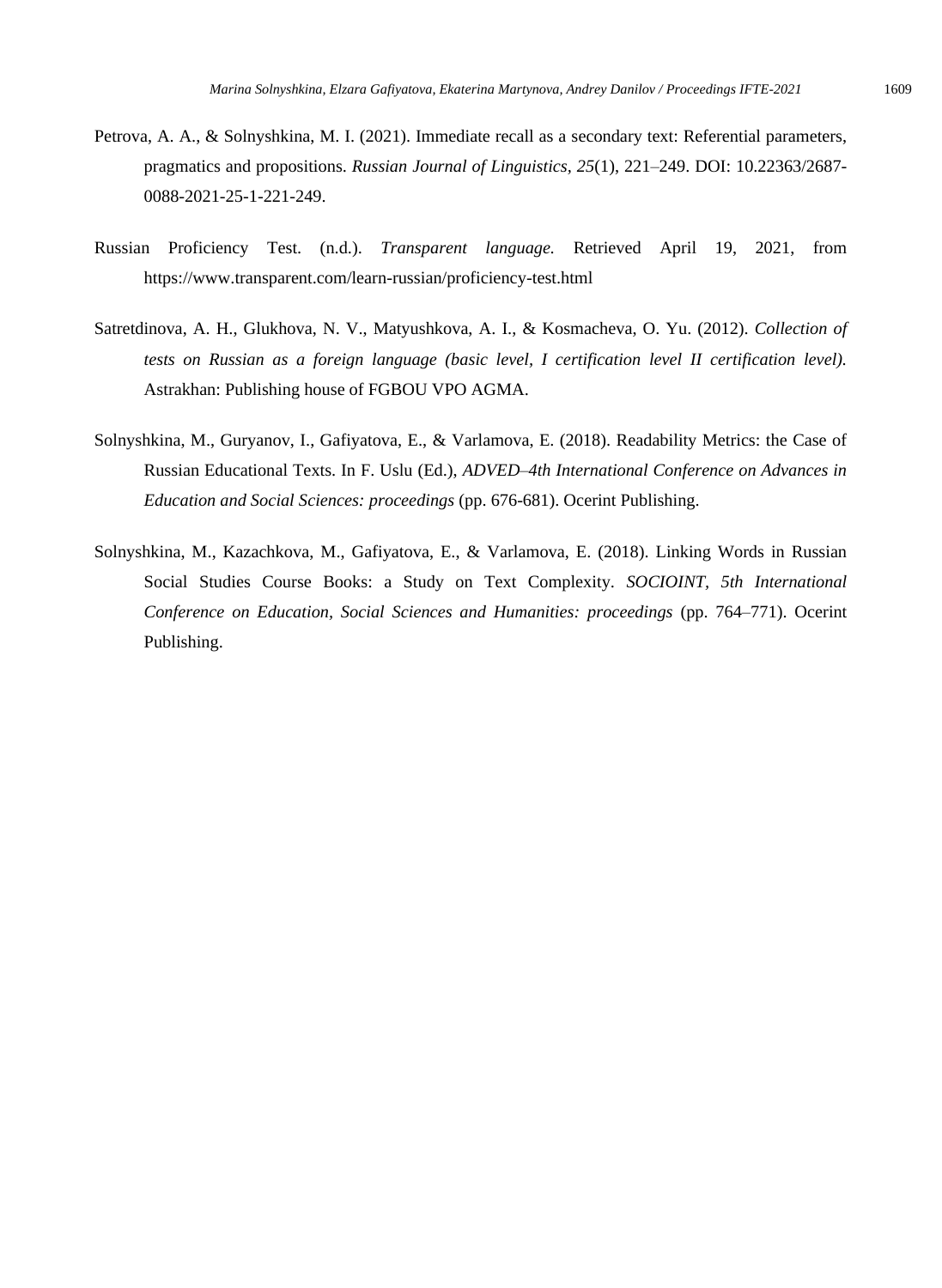Petrova, A. A., & Solnyshkina, M. I. (2021). Immediate recall as a secondary text: Referential parameters, pragmatics and propositions. *Russian Journal of Linguistics, 25*(1), 221–249. DOI: 10.22363/2687-0088-2021-25-1-221-249.

Russian Proficiency Test. (n.d.). *Transparent language.* Retrieved April 19, 2021, from https://www.transparent.com/learn-russian/proficiency-test.html

Satretdinova, A. H., Glukhova, N. V., Matyushkova, A. I., & Kosmacheva, O. Yu. (2012). *Collection of tests on Russian as a foreign language (basic level, I certification level II certification level).* Astrakhan: Publishing house of FGBOU VPO AGMA.

Solnyshkina, M., Guryanov, I., Gafiyatova, E., & Varlamova, E. (2018). Readability Metrics: the Case of Russian Educational Texts. In F. Uslu (Ed.), *ADVED–4th International Conference on Advances in Education and Social Sciences: proceedings* (pp. 676-681). Ocerint Publishing.

Solnyshkina, M., Kazachkova, M., Gafiyatova, E., & Varlamova, E. (2018). Linking Words in Russian Social Studies Course Books: a Study on Text Complexity. *SOCIOINT, 5th International Conference on Education, Social Sciences and Humanities: proceedings* (pp. 764–771). Ocerint Publishing.